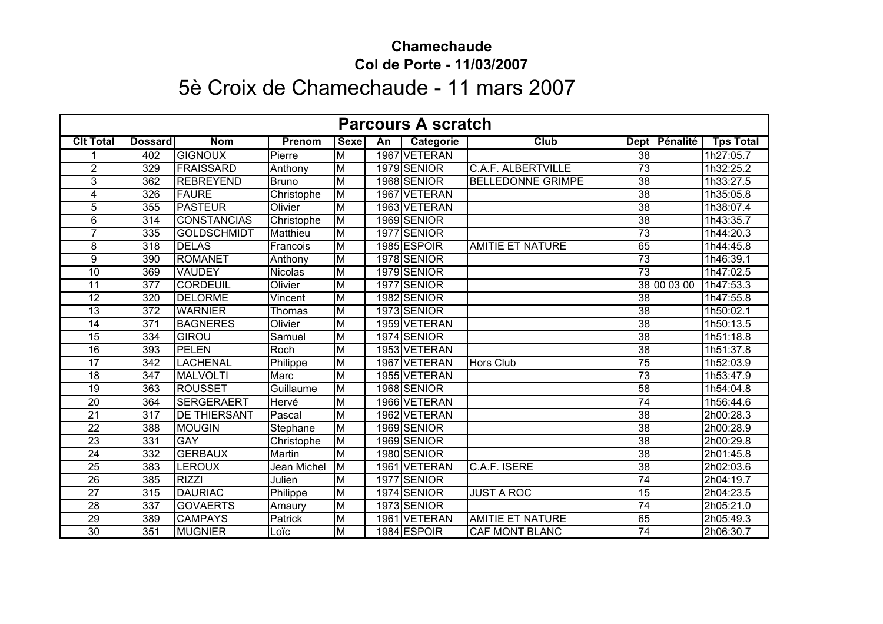**Chamechaude**

**Col de Porte - 11/03/2007**

# 5è Croix de Chamechaude - 11 mars 2007

| Parcours A scratch | | | | | | | | | | |
|---|---|---|---|---|---|---|---|---|---|---|
| **Clt Total** | **Dossard** | **Nom** | **Prenom** | **Sexe** | **An** | **Categorie** | **Club** | **Dept** | **Pénalité** | **Tps Total** |
| 1 | 402 | GIGNOUX | Pierre | M | 1967 | VETERAN | | 38 | | 1h27:05.7 |
| 2 | 329 | FRAISSARD | Anthony | M | 1979 | SENIOR | C.A.F. ALBERTVILLE | 73 | | 1h32:25.2 |
| 3 | 362 | REBREYEND | Bruno | M | 1968 | SENIOR | BELLEDONNE GRIMPE | 38 | | 1h33:27.5 |
| 4 | 326 | FAURE | Christophe | M | 1967 | VETERAN | | 38 | | 1h35:05.8 |
| 5 | 355 | PASTEUR | Olivier | M | 1963 | VETERAN | | 38 | | 1h38:07.4 |
| 6 | 314 | CONSTANCIAS | Christophe | M | 1969 | SENIOR | | 38 | | 1h43:35.7 |
| 7 | 335 | GOLDSCHMIDT | Matthieu | M | 1977 | SENIOR | | 73 | | 1h44:20.3 |
| 8 | 318 | DELAS | Francois | M | 1985 | ESPOIR | AMITIE ET NATURE | 65 | | 1h44:45.8 |
| 9 | 390 | ROMANET | Anthony | M | 1978 | SENIOR | | 73 | | 1h46:39.1 |
| 10 | 369 | VAUDEY | Nicolas | M | 1979 | SENIOR | | 73 | | 1h47:02.5 |
| 11 | 377 | CORDEUIL | Olivier | M | 1977 | SENIOR | | 38 | 00 03 00 | 1h47:53.3 |
| 12 | 320 | DELORME | Vincent | M | 1982 | SENIOR | | 38 | | 1h47:55.8 |
| 13 | 372 | WARNIER | Thomas | M | 1973 | SENIOR | | 38 | | 1h50:02.1 |
| 14 | 371 | BAGNERES | Olivier | M | 1959 | VETERAN | | 38 | | 1h50:13.5 |
| 15 | 334 | GIROU | Samuel | M | 1974 | SENIOR | | 38 | | 1h51:18.8 |
| 16 | 393 | PELEN | Roch | M | 1953 | VETERAN | | 38 | | 1h51:37.8 |
| 17 | 342 | LACHENAL | Philippe | M | 1967 | VETERAN | Hors Club | 75 | | 1h52:03.9 |
| 18 | 347 | MALVOLTI | Marc | M | 1955 | VETERAN | | 73 | | 1h53:47.9 |
| 19 | 363 | ROUSSET | Guillaume | M | 1968 | SENIOR | | 58 | | 1h54:04.8 |
| 20 | 364 | SERGERAERT | Hervé | M | 1966 | VETERAN | | 74 | | 1h56:44.6 |
| 21 | 317 | DE THIERSANT | Pascal | M | 1962 | VETERAN | | 38 | | 2h00:28.3 |
| 22 | 388 | MOUGIN | Stephane | M | 1969 | SENIOR | | 38 | | 2h00:28.9 |
| 23 | 331 | GAY | Christophe | M | 1969 | SENIOR | | 38 | | 2h00:29.8 |
| 24 | 332 | GERBAUX | Martin | M | 1980 | SENIOR | | 38 | | 2h01:45.8 |
| 25 | 383 | LEROUX | Jean Michel | M | 1961 | VETERAN | C.A.F. ISERE | 38 | | 2h02:03.6 |
| 26 | 385 | RIZZI | Julien | M | 1977 | SENIOR | | 74 | | 2h04:19.7 |
| 27 | 315 | DAURIAC | Philippe | M | 1974 | SENIOR | JUST A ROC | 15 | | 2h04:23.5 |
| 28 | 337 | GOVAERTS | Amaury | M | 1973 | SENIOR | | 74 | | 2h05:21.0 |
| 29 | 389 | CAMPAYS | Patrick | M | 1961 | VETERAN | AMITIE ET NATURE | 65 | | 2h05:49.3 |
| 30 | 351 | MUGNIER | Loïc | M | 1984 | ESPOIR | CAF MONT BLANC | 74 | | 2h06:30.7 |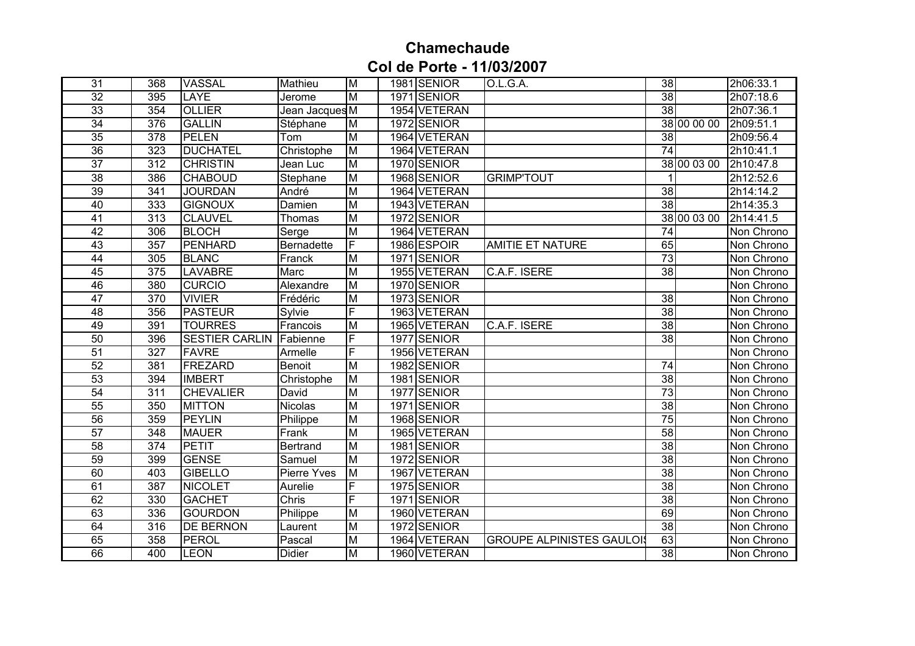# Chamechaude

## Col de Porte - 11/03/2007

| | | | | | | | | | | |
|---|---|---|---|---|---|---|---|---|---|---|
| 31 | 368 | VASSAL | Mathieu | M | 1981 | SENIOR | O.L.G.A. | 38 | | 2h06:33.1 |
| 32 | 395 | LAYE | Jerome | M | 1971 | SENIOR | | 38 | | 2h07:18.6 |
| 33 | 354 | OLLIER | Jean Jacques | M | 1954 | VETERAN | | 38 | | 2h07:36.1 |
| 34 | 376 | GALLIN | Stéphane | M | 1972 | SENIOR | | 38 | 00 00 00 | 2h09:51.1 |
| 35 | 378 | PELEN | Tom | M | 1964 | VETERAN | | 38 | | 2h09:56.4 |
| 36 | 323 | DUCHATEL | Christophe | M | 1964 | VETERAN | | 74 | | 2h10:41.1 |
| 37 | 312 | CHRISTIN | Jean Luc | M | 1970 | SENIOR | | 38 | 00 03 00 | 2h10:47.8 |
| 38 | 386 | CHABOUD | Stephane | M | 1968 | SENIOR | GRIMP'TOUT | 1 | | 2h12:52.6 |
| 39 | 341 | JOURDAN | André | M | 1964 | VETERAN | | 38 | | 2h14:14.2 |
| 40 | 333 | GIGNOUX | Damien | M | 1943 | VETERAN | | 38 | | 2h14:35.3 |
| 41 | 313 | CLAUVEL | Thomas | M | 1972 | SENIOR | | 38 | 00 03 00 | 2h14:41.5 |
| 42 | 306 | BLOCH | Serge | M | 1964 | VETERAN | | 74 | | Non Chrono |
| 43 | 357 | PENHARD | Bernadette | F | 1986 | ESPOIR | AMITIE ET NATURE | 65 | | Non Chrono |
| 44 | 305 | BLANC | Franck | M | 1971 | SENIOR | | 73 | | Non Chrono |
| 45 | 375 | LAVABRE | Marc | M | 1955 | VETERAN | C.A.F. ISERE | 38 | | Non Chrono |
| 46 | 380 | CURCIO | Alexandre | M | 1970 | SENIOR | | | | Non Chrono |
| 47 | 370 | VIVIER | Frédéric | M | 1973 | SENIOR | | 38 | | Non Chrono |
| 48 | 356 | PASTEUR | Sylvie | F | 1963 | VETERAN | | 38 | | Non Chrono |
| 49 | 391 | TOURRES | Francois | M | 1965 | VETERAN | C.A.F. ISERE | 38 | | Non Chrono |
| 50 | 396 | SESTIER CARLIN | Fabienne | F | 1977 | SENIOR | | 38 | | Non Chrono |
| 51 | 327 | FAVRE | Armelle | F | 1956 | VETERAN | | | | Non Chrono |
| 52 | 381 | FREZARD | Benoit | M | 1982 | SENIOR | | 74 | | Non Chrono |
| 53 | 394 | IMBERT | Christophe | M | 1981 | SENIOR | | 38 | | Non Chrono |
| 54 | 311 | CHEVALIER | David | M | 1977 | SENIOR | | 73 | | Non Chrono |
| 55 | 350 | MITTON | Nicolas | M | 1971 | SENIOR | | 38 | | Non Chrono |
| 56 | 359 | PEYLIN | Philippe | M | 1968 | SENIOR | | 75 | | Non Chrono |
| 57 | 348 | MAUER | Frank | M | 1965 | VETERAN | | 58 | | Non Chrono |
| 58 | 374 | PETIT | Bertrand | M | 1981 | SENIOR | | 38 | | Non Chrono |
| 59 | 399 | GENSE | Samuel | M | 1972 | SENIOR | | 38 | | Non Chrono |
| 60 | 403 | GIBELLO | Pierre Yves | M | 1967 | VETERAN | | 38 | | Non Chrono |
| 61 | 387 | NICOLET | Aurelie | F | 1975 | SENIOR | | 38 | | Non Chrono |
| 62 | 330 | GACHET | Chris | F | 1971 | SENIOR | | 38 | | Non Chrono |
| 63 | 336 | GOURDON | Philippe | M | 1960 | VETERAN | | 69 | | Non Chrono |
| 64 | 316 | DE BERNON | Laurent | M | 1972 | SENIOR | | 38 | | Non Chrono |
| 65 | 358 | PEROL | Pascal | M | 1964 | VETERAN | GROUPE ALPINISTES GAULOIS | 63 | | Non Chrono |
| 66 | 400 | LEON | Didier | M | 1960 | VETERAN | | 38 | | Non Chrono |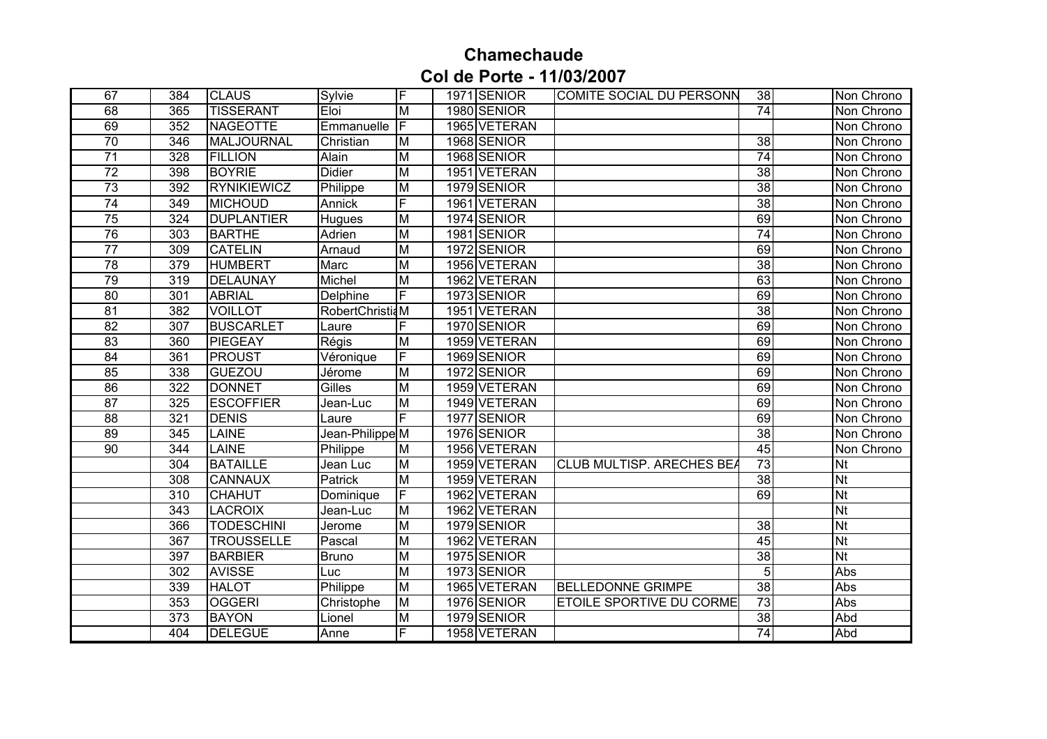# Chamechaude

## Col de Porte - 11/03/2007

| | | | | | | | | | | |
|---|---|---|---|---|---|---|---|---|---|---|
| 67 | 384 | CLAUS | Sylvie | F | 1971 | SENIOR | COMITE SOCIAL DU PERSONN | 38 | | Non Chrono |
| 68 | 365 | TISSERANT | Eloi | M | 1980 | SENIOR | | 74 | | Non Chrono |
| 69 | 352 | NAGEOTTE | Emmanuelle | F | 1965 | VETERAN | | | | Non Chrono |
| 70 | 346 | MALJOURNAL | Christian | M | 1968 | SENIOR | | 38 | | Non Chrono |
| 71 | 328 | FILLION | Alain | M | 1968 | SENIOR | | 74 | | Non Chrono |
| 72 | 398 | BOYRIE | Didier | M | 1951 | VETERAN | | 38 | | Non Chrono |
| 73 | 392 | RYNIKIEWICZ | Philippe | M | 1979 | SENIOR | | 38 | | Non Chrono |
| 74 | 349 | MICHOUD | Annick | F | 1961 | VETERAN | | 38 | | Non Chrono |
| 75 | 324 | DUPLANTIER | Hugues | M | 1974 | SENIOR | | 69 | | Non Chrono |
| 76 | 303 | BARTHE | Adrien | M | 1981 | SENIOR | | 74 | | Non Chrono |
| 77 | 309 | CATELIN | Arnaud | M | 1972 | SENIOR | | 69 | | Non Chrono |
| 78 | 379 | HUMBERT | Marc | M | 1956 | VETERAN | | 38 | | Non Chrono |
| 79 | 319 | DELAUNAY | Michel | M | 1962 | VETERAN | | 63 | | Non Chrono |
| 80 | 301 | ABRIAL | Delphine | F | 1973 | SENIOR | | 69 | | Non Chrono |
| 81 | 382 | VOILLOT | RobertChristia | M | 1951 | VETERAN | | 38 | | Non Chrono |
| 82 | 307 | BUSCARLET | Laure | F | 1970 | SENIOR | | 69 | | Non Chrono |
| 83 | 360 | PIEGEAY | Régis | M | 1959 | VETERAN | | 69 | | Non Chrono |
| 84 | 361 | PROUST | Véronique | F | 1969 | SENIOR | | 69 | | Non Chrono |
| 85 | 338 | GUEZOU | Jérome | M | 1972 | SENIOR | | 69 | | Non Chrono |
| 86 | 322 | DONNET | Gilles | M | 1959 | VETERAN | | 69 | | Non Chrono |
| 87 | 325 | ESCOFFIER | Jean-Luc | M | 1949 | VETERAN | | 69 | | Non Chrono |
| 88 | 321 | DENIS | Laure | F | 1977 | SENIOR | | 69 | | Non Chrono |
| 89 | 345 | LAINE | Jean-Philippe | M | 1976 | SENIOR | | 38 | | Non Chrono |
| 90 | 344 | LAINE | Philippe | M | 1956 | VETERAN | | 45 | | Non Chrono |
| | 304 | BATAILLE | Jean Luc | M | 1959 | VETERAN | CLUB MULTISP. ARECHES BEA | 73 | | Nt |
| | 308 | CANNAUX | Patrick | M | 1959 | VETERAN | | 38 | | Nt |
| | 310 | CHAHUT | Dominique | F | 1962 | VETERAN | | 69 | | Nt |
| | 343 | LACROIX | Jean-Luc | M | 1962 | VETERAN | | | | Nt |
| | 366 | TODESCHINI | Jerome | M | 1979 | SENIOR | | 38 | | Nt |
| | 367 | TROUSSELLE | Pascal | M | 1962 | VETERAN | | 45 | | Nt |
| | 397 | BARBIER | Bruno | M | 1975 | SENIOR | | 38 | | Nt |
| | 302 | AVISSE | Luc | M | 1973 | SENIOR | | 5 | | Abs |
| | 339 | HALOT | Philippe | M | 1965 | VETERAN | BELLEDONNE GRIMPE | 38 | | Abs |
| | 353 | OGGERI | Christophe | M | 1976 | SENIOR | ETOILE SPORTIVE DU CORME | 73 | | Abs |
| | 373 | BAYON | Lionel | M | 1979 | SENIOR | | 38 | | Abd |
| | 404 | DELEGUE | Anne | F | 1958 | VETERAN | | 74 | | Abd |